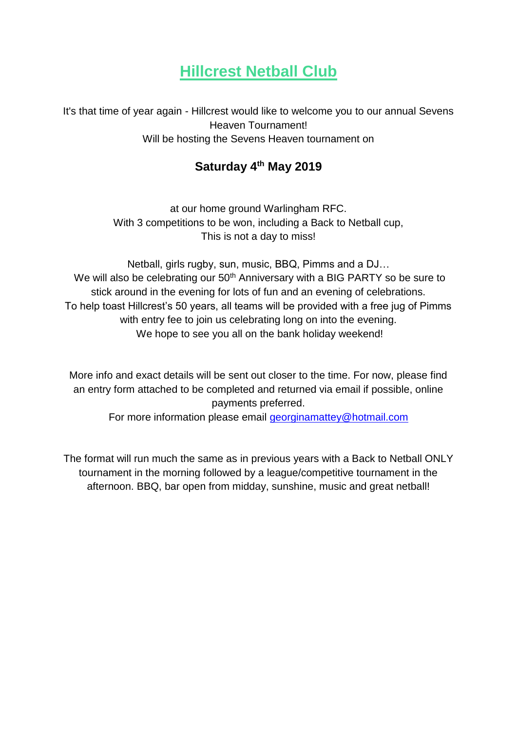# Hillcrest Netball Club

It's that time of year again - Hillcrest would like to welcome you to our annual Sevens Heaven Tournament!
Will be hosting the Sevens Heaven tournament on

**Saturday 4th May 2019**

at our home ground Warlingham RFC.
With 3 competitions to be won, including a Back to Netball cup,
This is not a day to miss!

Netball, girls rugby, sun, music, BBQ, Pimms and a DJ…
We will also be celebrating our 50th Anniversary with a BIG PARTY so be sure to stick around in the evening for lots of fun and an evening of celebrations.
To help toast Hillcrest's 50 years, all teams will be provided with a free jug of Pimms with entry fee to join us celebrating long on into the evening.
We hope to see you all on the bank holiday weekend!

More info and exact details will be sent out closer to the time. For now, please find an entry form attached to be completed and returned via email if possible, online payments preferred.
For more information please email georginamattey@hotmail.com

The format will run much the same as in previous years with a Back to Netball ONLY tournament in the morning followed by a league/competitive tournament in the afternoon. BBQ, bar open from midday, sunshine, music and great netball!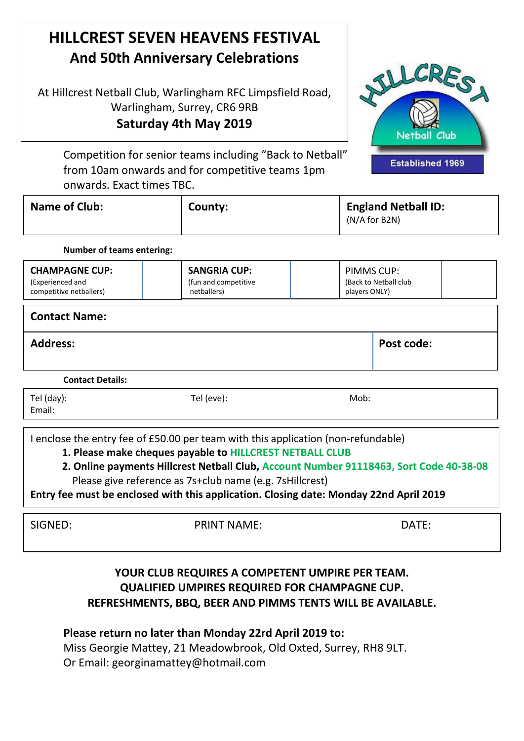# HILLCREST SEVEN HEAVENS FESTIVAL

## And 50th Anniversary Celebrations

At Hillcrest Netball Club, Warlingham RFC Limpsfield Road, Warlingham, Surrey, CR6 9RB

**Saturday 4th May 2019**

HILLCREST Netball Club Established 1969

Competition for senior teams including "Back to Netball" from 10am onwards and for competitive teams 1pm onwards. Exact times TBC.

| | | |
|---|---|---|
| **Name of Club:** | **County:** | **England Netball ID:** (N/A for B2N) |

**Number of teams entering:**

| | | | | | |
|---|---|---|---|---|---|
| **CHAMPAGNE CUP:** (Experienced and competitive netballers) | | **SANGRIA CUP:** (fun and competitive netballers) | | PIMMS CUP: (Back to Netball club players ONLY) | |

| | |
|---|---|
| **Contact Name:** | |
| **Address:** | **Post code:** |

**Contact Details:**

| | | |
|---|---|---|
| Tel (day): | Tel (eve): | Mob: |
| Email: | | |

I enclose the entry fee of £50.00 per team with this application (non-refundable)

1. **Please make cheques payable to HILLCREST NETBALL CLUB**
2. **Online payments Hillcrest Netball Club, Account Number 91118463, Sort Code 40-38-08**
   Please give reference as 7s+club name (e.g. 7sHillcrest)

**Entry fee must be enclosed with this application. Closing date: Monday 22nd April 2019**

| | | |
|---|---|---|
| SIGNED: | PRINT NAME: | DATE: |

**YOUR CLUB REQUIRES A COMPETENT UMPIRE PER TEAM.**
**QUALIFIED UMPIRES REQUIRED FOR CHAMPAGNE CUP.**
**REFRESHMENTS, BBQ, BEER AND PIMMS TENTS WILL BE AVAILABLE.**

**Please return no later than Monday 22rd April 2019 to:**
Miss Georgie Mattey, 21 Meadowbrook, Old Oxted, Surrey, RH8 9LT.
Or Email: georginamattey@hotmail.com